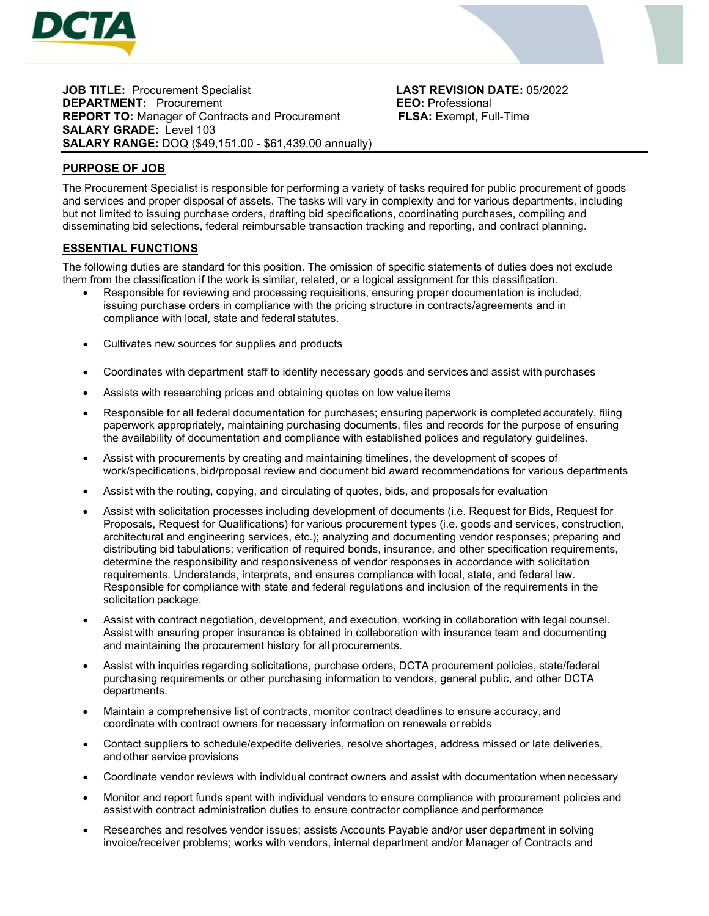**JOB TITLE:** Procurement Specialist
**DEPARTMENT:** Procurement
**REPORT TO:** Manager of Contracts and Procurement
**SALARY GRADE:** Level 103
**SALARY RANGE:** DOQ ($49,151.00 - $61,439.00 annually)

**LAST REVISION DATE:** 05/2022
**EEO:** Professional
**FLSA:** Exempt, Full-Time

## PURPOSE OF JOB

The Procurement Specialist is responsible for performing a variety of tasks required for public procurement of goods and services and proper disposal of assets. The tasks will vary in complexity and for various departments, including but not limited to issuing purchase orders, drafting bid specifications, coordinating purchases, compiling and disseminating bid selections, federal reimbursable transaction tracking and reporting, and contract planning.

## ESSENTIAL FUNCTIONS

The following duties are standard for this position. The omission of specific statements of duties does not exclude them from the classification if the work is similar, related, or a logical assignment for this classification.

- Responsible for reviewing and processing requisitions, ensuring proper documentation is included, issuing purchase orders in compliance with the pricing structure in contracts/agreements and in compliance with local, state and federal statutes.
- Cultivates new sources for supplies and products
- Coordinates with department staff to identify necessary goods and services and assist with purchases
- Assists with researching prices and obtaining quotes on low value items
- Responsible for all federal documentation for purchases; ensuring paperwork is completed accurately, filing paperwork appropriately, maintaining purchasing documents, files and records for the purpose of ensuring the availability of documentation and compliance with established polices and regulatory guidelines.
- Assist with procurements by creating and maintaining timelines, the development of scopes of work/specifications, bid/proposal review and document bid award recommendations for various departments
- Assist with the routing, copying, and circulating of quotes, bids, and proposals for evaluation
- Assist with solicitation processes including development of documents (i.e. Request for Bids, Request for Proposals, Request for Qualifications) for various procurement types (i.e. goods and services, construction, architectural and engineering services, etc.); analyzing and documenting vendor responses; preparing and distributing bid tabulations; verification of required bonds, insurance, and other specification requirements, determine the responsibility and responsiveness of vendor responses in accordance with solicitation requirements. Understands, interprets, and ensures compliance with local, state, and federal law. Responsible for compliance with state and federal regulations and inclusion of the requirements in the solicitation package.
- Assist with contract negotiation, development, and execution, working in collaboration with legal counsel. Assist with ensuring proper insurance is obtained in collaboration with insurance team and documenting and maintaining the procurement history for all procurements.
- Assist with inquiries regarding solicitations, purchase orders, DCTA procurement policies, state/federal purchasing requirements or other purchasing information to vendors, general public, and other DCTA departments.
- Maintain a comprehensive list of contracts, monitor contract deadlines to ensure accuracy, and coordinate with contract owners for necessary information on renewals or rebids
- Contact suppliers to schedule/expedite deliveries, resolve shortages, address missed or late deliveries, and other service provisions
- Coordinate vendor reviews with individual contract owners and assist with documentation when necessary
- Monitor and report funds spent with individual vendors to ensure compliance with procurement policies and assist with contract administration duties to ensure contractor compliance and performance
- Researches and resolves vendor issues; assists Accounts Payable and/or user department in solving invoice/receiver problems; works with vendors, internal department and/or Manager of Contracts and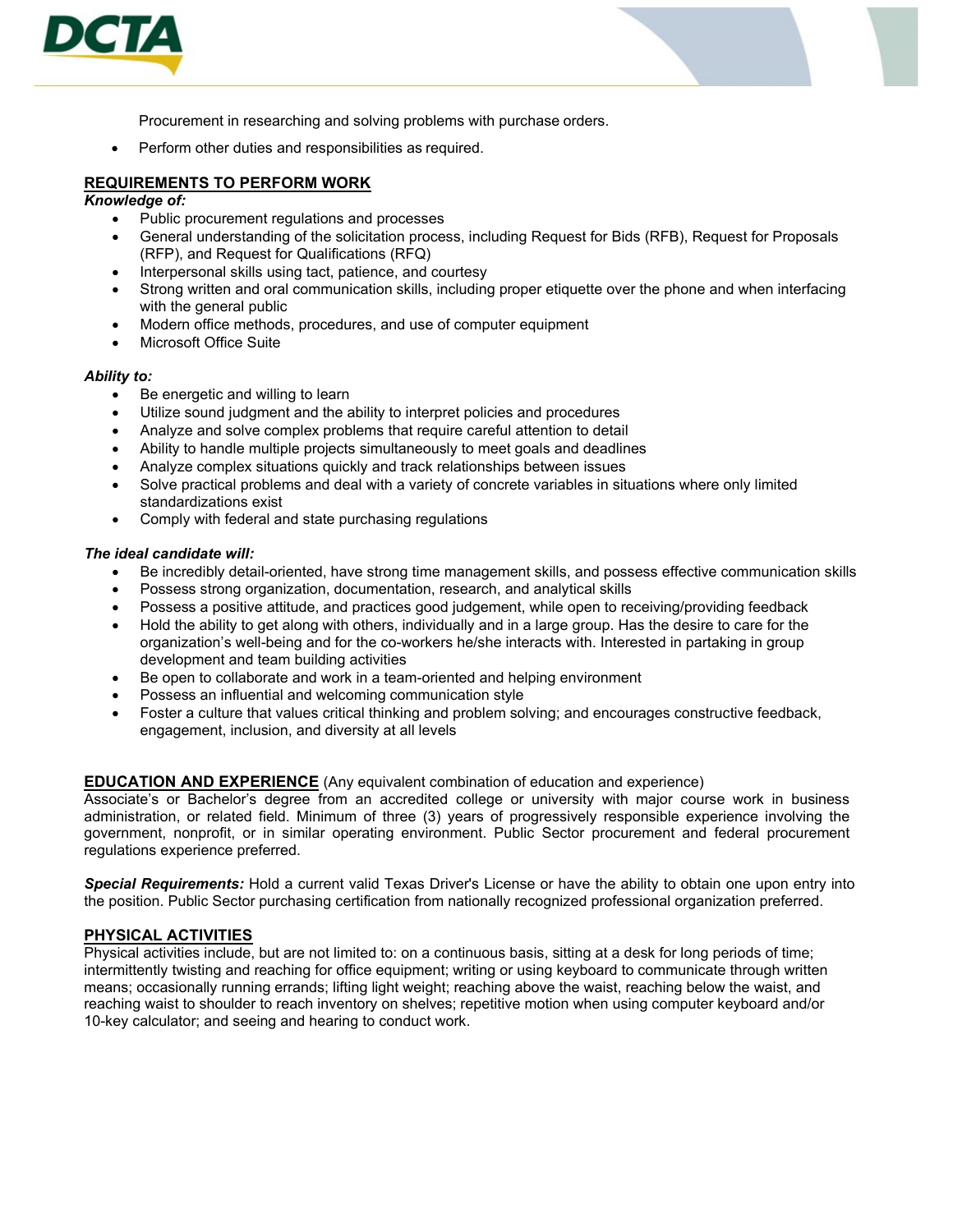Procurement in researching and solving problems with purchase orders.

- Perform other duties and responsibilities as required.

## REQUIREMENTS TO PERFORM WORK

***Knowledge of:***

- Public procurement regulations and processes
- General understanding of the solicitation process, including Request for Bids (RFB), Request for Proposals (RFP), and Request for Qualifications (RFQ)
- Interpersonal skills using tact, patience, and courtesy
- Strong written and oral communication skills, including proper etiquette over the phone and when interfacing with the general public
- Modern office methods, procedures, and use of computer equipment
- Microsoft Office Suite

***Ability to:***

- Be energetic and willing to learn
- Utilize sound judgment and the ability to interpret policies and procedures
- Analyze and solve complex problems that require careful attention to detail
- Ability to handle multiple projects simultaneously to meet goals and deadlines
- Analyze complex situations quickly and track relationships between issues
- Solve practical problems and deal with a variety of concrete variables in situations where only limited standardizations exist
- Comply with federal and state purchasing regulations

***The ideal candidate will:***

- Be incredibly detail-oriented, have strong time management skills, and possess effective communication skills
- Possess strong organization, documentation, research, and analytical skills
- Possess a positive attitude, and practices good judgement, while open to receiving/providing feedback
- Hold the ability to get along with others, individually and in a large group. Has the desire to care for the organization's well-being and for the co-workers he/she interacts with. Interested in partaking in group development and team building activities
- Be open to collaborate and work in a team-oriented and helping environment
- Possess an influential and welcoming communication style
- Foster a culture that values critical thinking and problem solving; and encourages constructive feedback, engagement, inclusion, and diversity at all levels

## EDUCATION AND EXPERIENCE

(Any equivalent combination of education and experience)

Associate's or Bachelor's degree from an accredited college or university with major course work in business administration, or related field. Minimum of three (3) years of progressively responsible experience involving the government, nonprofit, or in similar operating environment. Public Sector procurement and federal procurement regulations experience preferred.

***Special Requirements:*** Hold a current valid Texas Driver's License or have the ability to obtain one upon entry into the position. Public Sector purchasing certification from nationally recognized professional organization preferred.

## PHYSICAL ACTIVITIES

Physical activities include, but are not limited to: on a continuous basis, sitting at a desk for long periods of time; intermittently twisting and reaching for office equipment; writing or using keyboard to communicate through written means; occasionally running errands; lifting light weight; reaching above the waist, reaching below the waist, and reaching waist to shoulder to reach inventory on shelves; repetitive motion when using computer keyboard and/or 10-key calculator; and seeing and hearing to conduct work.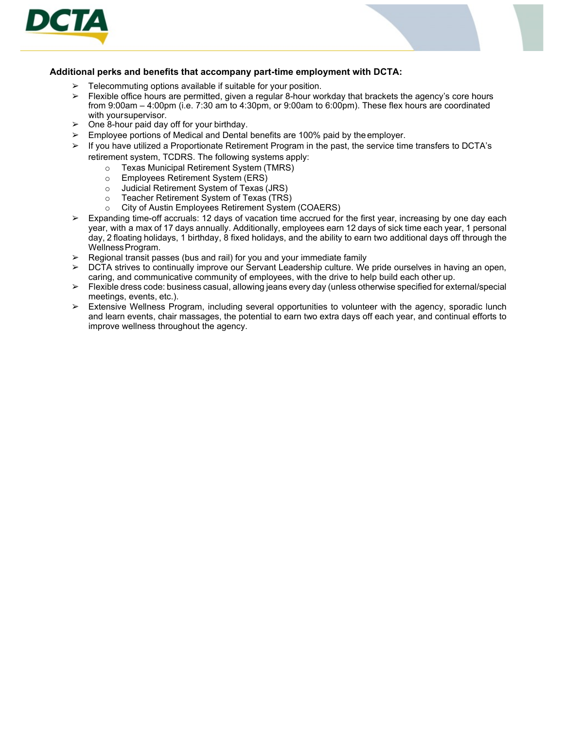**Additional perks and benefits that accompany part-time employment with DCTA:**

- Telecommuting options available if suitable for your position.
- Flexible office hours are permitted, given a regular 8-hour workday that brackets the agency's core hours from 9:00am – 4:00pm (i.e. 7:30 am to 4:30pm, or 9:00am to 6:00pm). These flex hours are coordinated with your supervisor.
- One 8-hour paid day off for your birthday.
- Employee portions of Medical and Dental benefits are 100% paid by the employer.
- If you have utilized a Proportionate Retirement Program in the past, the service time transfers to DCTA's retirement system, TCDRS. The following systems apply:
  - Texas Municipal Retirement System (TMRS)
  - Employees Retirement System (ERS)
  - Judicial Retirement System of Texas (JRS)
  - Teacher Retirement System of Texas (TRS)
  - City of Austin Employees Retirement System (COAERS)
- Expanding time-off accruals: 12 days of vacation time accrued for the first year, increasing by one day each year, with a max of 17 days annually. Additionally, employees earn 12 days of sick time each year, 1 personal day, 2 floating holidays, 1 birthday, 8 fixed holidays, and the ability to earn two additional days off through the Wellness Program.
- Regional transit passes (bus and rail) for you and your immediate family
- DCTA strives to continually improve our Servant Leadership culture. We pride ourselves in having an open, caring, and communicative community of employees, with the drive to help build each other up.
- Flexible dress code: business casual, allowing jeans every day (unless otherwise specified for external/special meetings, events, etc.).
- Extensive Wellness Program, including several opportunities to volunteer with the agency, sporadic lunch and learn events, chair massages, the potential to earn two extra days off each year, and continual efforts to improve wellness throughout the agency.